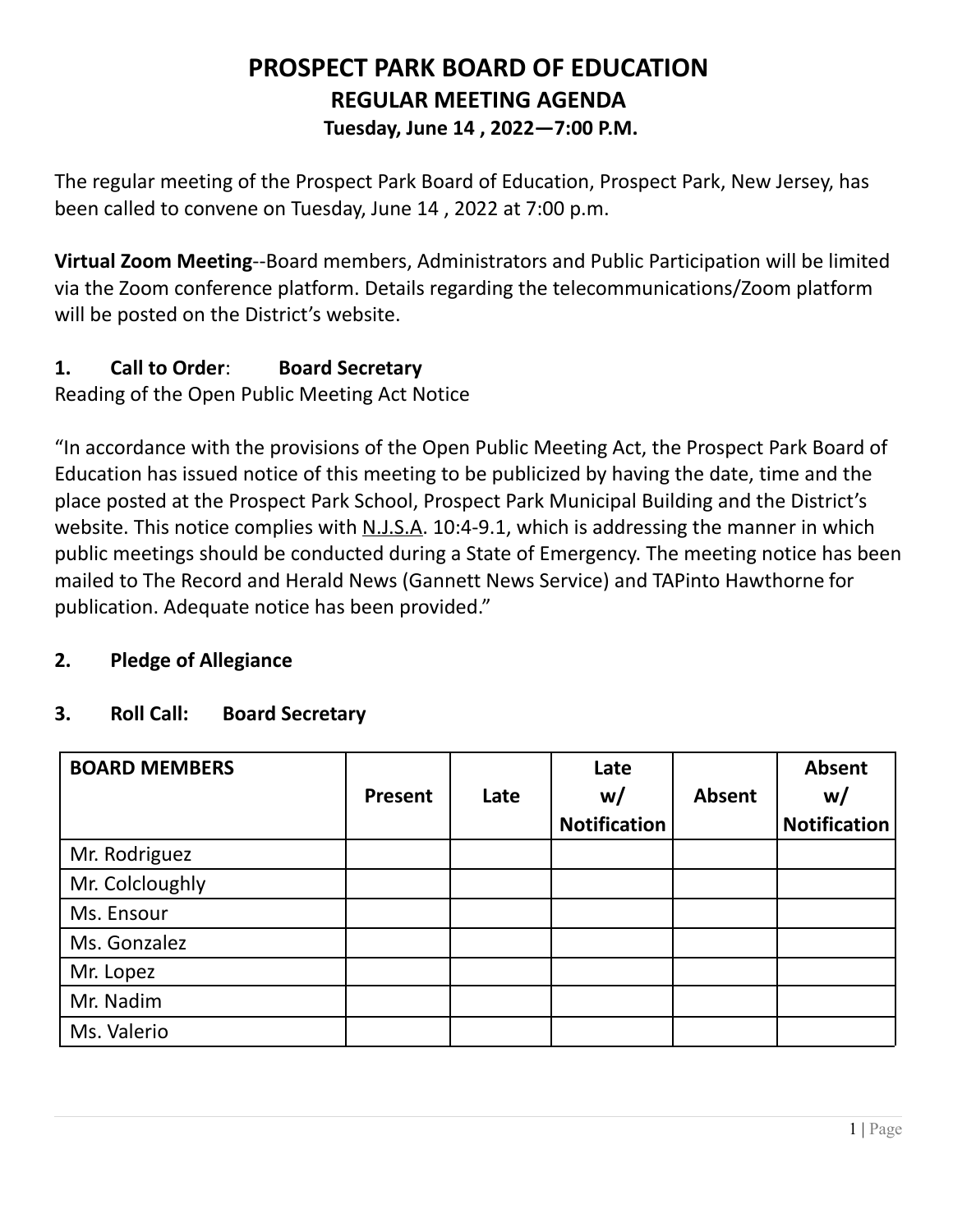# PROSPECT PARK BOARD OF EDUCATION

## REGULAR MEETING AGENDA

### Tuesday, June 14 , 2022—7:00 P.M.

The regular meeting of the Prospect Park Board of Education, Prospect Park, New Jersey, has been called to convene on Tuesday, June 14 , 2022 at 7:00 p.m.

**Virtual Zoom Meeting**--Board members, Administrators and Public Participation will be limited via the Zoom conference platform. Details regarding the telecommunications/Zoom platform will be posted on the District's website.

**1. Call to Order**: **Board Secretary**

Reading of the Open Public Meeting Act Notice

"In accordance with the provisions of the Open Public Meeting Act, the Prospect Park Board of Education has issued notice of this meeting to be publicized by having the date, time and the place posted at the Prospect Park School, Prospect Park Municipal Building and the District's website. This notice complies with N.J.S.A. 10:4-9.1, which is addressing the manner in which public meetings should be conducted during a State of Emergency. The meeting notice has been mailed to The Record and Herald News (Gannett News Service) and TAPinto Hawthorne for publication. Adequate notice has been provided."

**2. Pledge of Allegiance**

**3. Roll Call: Board Secretary**

| BOARD MEMBERS | Present | Late | Late w/ Notification | Absent | Absent w/ Notification |
|---|---|---|---|---|---|
| Mr. Rodriguez | | | | | |
| Mr. Colcloughly | | | | | |
| Ms. Ensour | | | | | |
| Ms. Gonzalez | | | | | |
| Mr. Lopez | | | | | |
| Mr. Nadim | | | | | |
| Ms. Valerio | | | | | |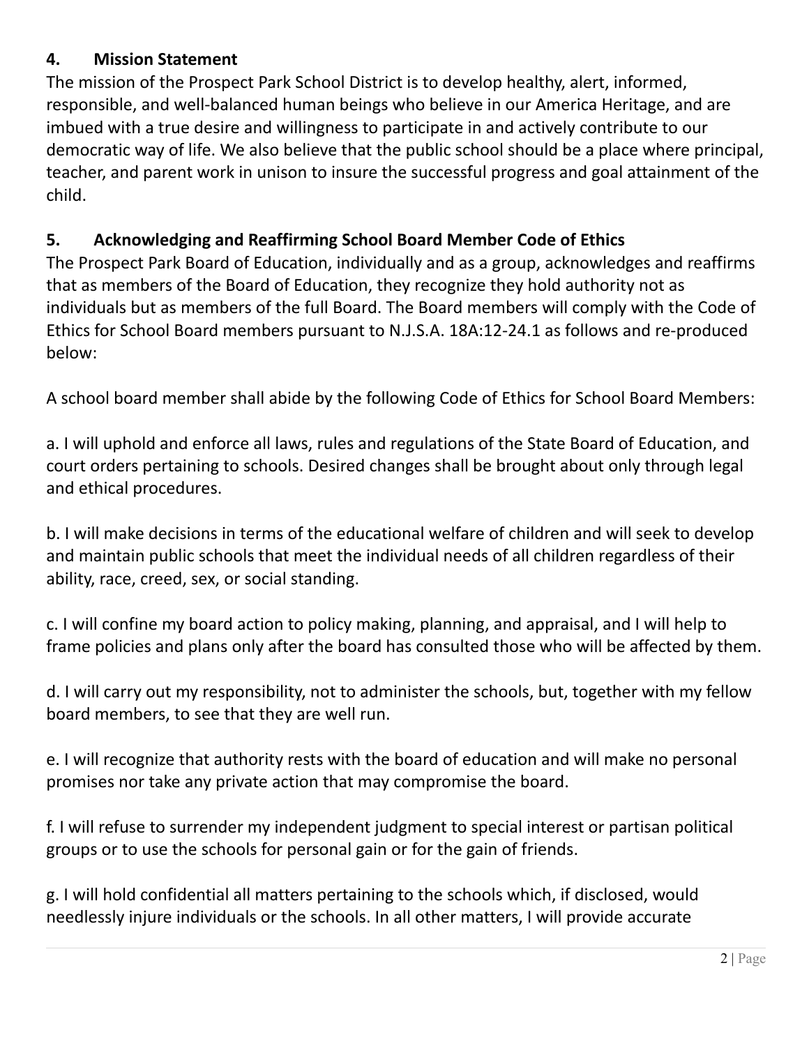## 4. Mission Statement

The mission of the Prospect Park School District is to develop healthy, alert, informed, responsible, and well-balanced human beings who believe in our America Heritage, and are imbued with a true desire and willingness to participate in and actively contribute to our democratic way of life. We also believe that the public school should be a place where principal, teacher, and parent work in unison to insure the successful progress and goal attainment of the child.

## 5. Acknowledging and Reaffirming School Board Member Code of Ethics

The Prospect Park Board of Education, individually and as a group, acknowledges and reaffirms that as members of the Board of Education, they recognize they hold authority not as individuals but as members of the full Board. The Board members will comply with the Code of Ethics for School Board members pursuant to N.J.S.A. 18A:12-24.1 as follows and re-produced below:

A school board member shall abide by the following Code of Ethics for School Board Members:

a. I will uphold and enforce all laws, rules and regulations of the State Board of Education, and court orders pertaining to schools. Desired changes shall be brought about only through legal and ethical procedures.

b. I will make decisions in terms of the educational welfare of children and will seek to develop and maintain public schools that meet the individual needs of all children regardless of their ability, race, creed, sex, or social standing.

c. I will confine my board action to policy making, planning, and appraisal, and I will help to frame policies and plans only after the board has consulted those who will be affected by them.

d. I will carry out my responsibility, not to administer the schools, but, together with my fellow board members, to see that they are well run.

e. I will recognize that authority rests with the board of education and will make no personal promises nor take any private action that may compromise the board.

f. I will refuse to surrender my independent judgment to special interest or partisan political groups or to use the schools for personal gain or for the gain of friends.

g. I will hold confidential all matters pertaining to the schools which, if disclosed, would needlessly injure individuals or the schools. In all other matters, I will provide accurate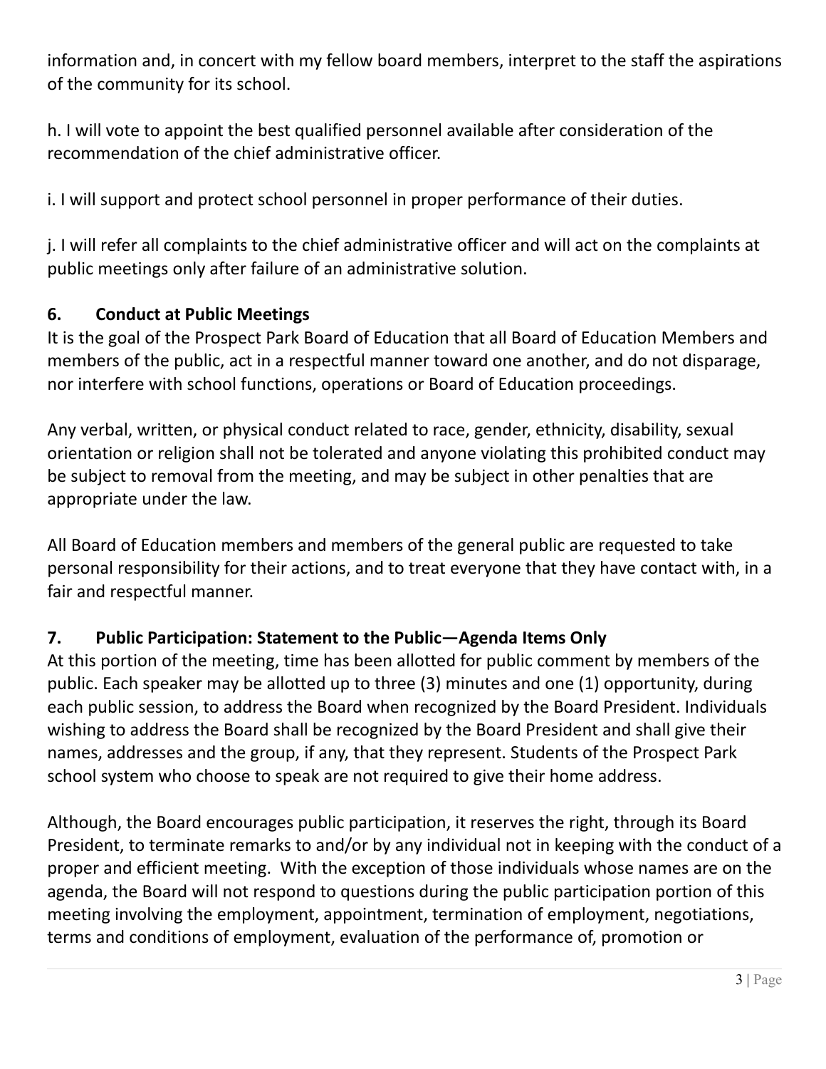information and, in concert with my fellow board members, interpret to the staff the aspirations of the community for its school.

h. I will vote to appoint the best qualified personnel available after consideration of the recommendation of the chief administrative officer.

i. I will support and protect school personnel in proper performance of their duties.

j. I will refer all complaints to the chief administrative officer and will act on the complaints at public meetings only after failure of an administrative solution.

## 6. Conduct at Public Meetings

It is the goal of the Prospect Park Board of Education that all Board of Education Members and members of the public, act in a respectful manner toward one another, and do not disparage, nor interfere with school functions, operations or Board of Education proceedings.

Any verbal, written, or physical conduct related to race, gender, ethnicity, disability, sexual orientation or religion shall not be tolerated and anyone violating this prohibited conduct may be subject to removal from the meeting, and may be subject in other penalties that are appropriate under the law.

All Board of Education members and members of the general public are requested to take personal responsibility for their actions, and to treat everyone that they have contact with, in a fair and respectful manner.

## 7. Public Participation: Statement to the Public—Agenda Items Only

At this portion of the meeting, time has been allotted for public comment by members of the public. Each speaker may be allotted up to three (3) minutes and one (1) opportunity, during each public session, to address the Board when recognized by the Board President. Individuals wishing to address the Board shall be recognized by the Board President and shall give their names, addresses and the group, if any, that they represent. Students of the Prospect Park school system who choose to speak are not required to give their home address.

Although, the Board encourages public participation, it reserves the right, through its Board President, to terminate remarks to and/or by any individual not in keeping with the conduct of a proper and efficient meeting. With the exception of those individuals whose names are on the agenda, the Board will not respond to questions during the public participation portion of this meeting involving the employment, appointment, termination of employment, negotiations, terms and conditions of employment, evaluation of the performance of, promotion or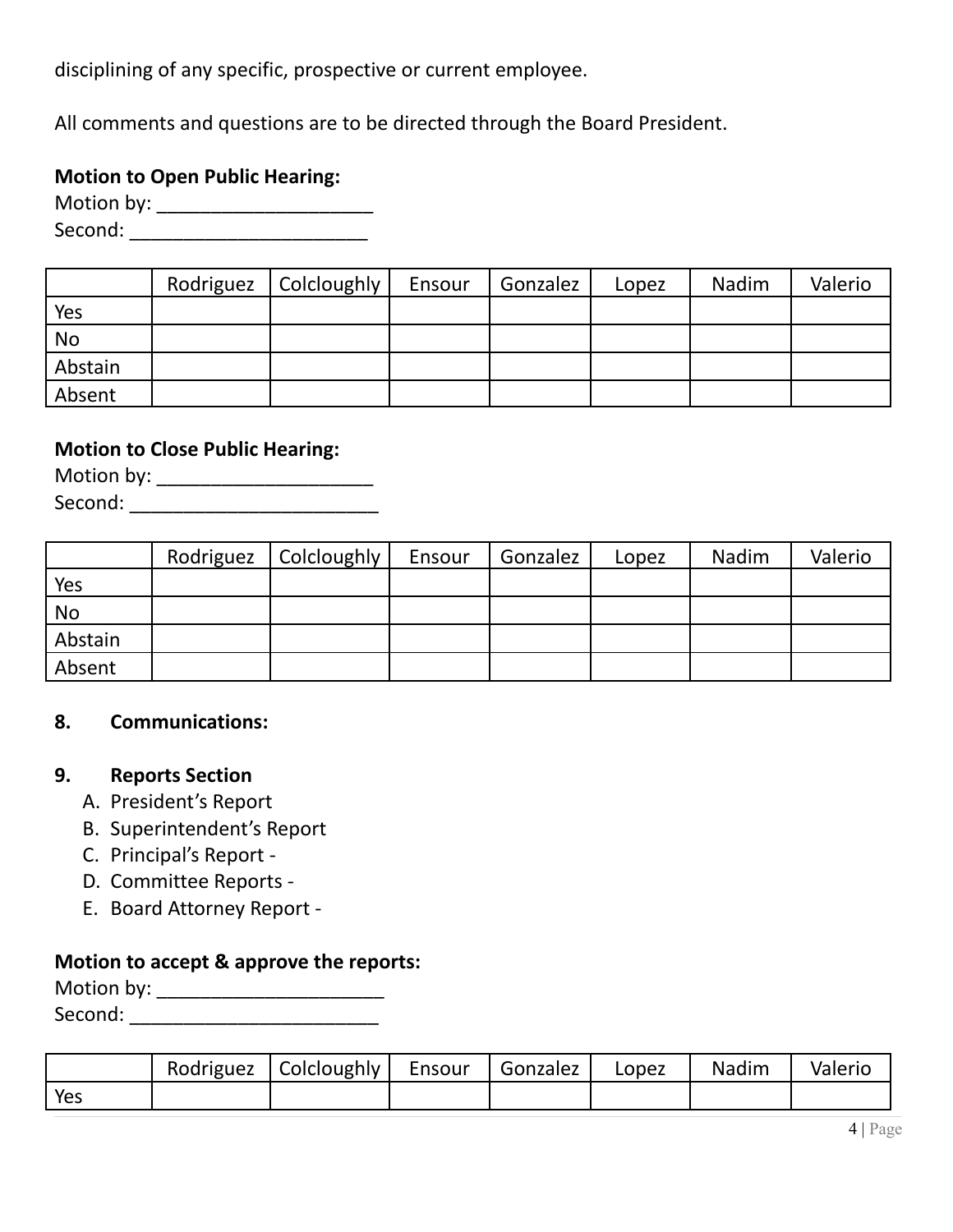disciplining of any specific, prospective or current employee.

All comments and questions are to be directed through the Board President.

**Motion to Open Public Hearing:**
Motion by: ____________________
Second: ______________________

| | Rodriguez | Colcloughly | Ensour | Gonzalez | Lopez | Nadim | Valerio |
|---|---|---|---|---|---|---|---|
| Yes | | | | | | | |
| No | | | | | | | |
| Abstain | | | | | | | |
| Absent | | | | | | | |

**Motion to Close Public Hearing:**
Motion by: ____________________
Second: _______________________

| | Rodriguez | Colcloughly | Ensour | Gonzalez | Lopez | Nadim | Valerio |
|---|---|---|---|---|---|---|---|
| Yes | | | | | | | |
| No | | | | | | | |
| Abstain | | | | | | | |
| Absent | | | | | | | |

**8. Communications:**

**9. Reports Section**

A. President's Report
B. Superintendent's Report
C. Principal's Report -
D. Committee Reports -
E. Board Attorney Report -

**Motion to accept & approve the reports:**
Motion by: _____________________
Second: _______________________

| | Rodriguez | Colcloughly | Ensour | Gonzalez | Lopez | Nadim | Valerio |
|---|---|---|---|---|---|---|---|
| Yes | | | | | | | |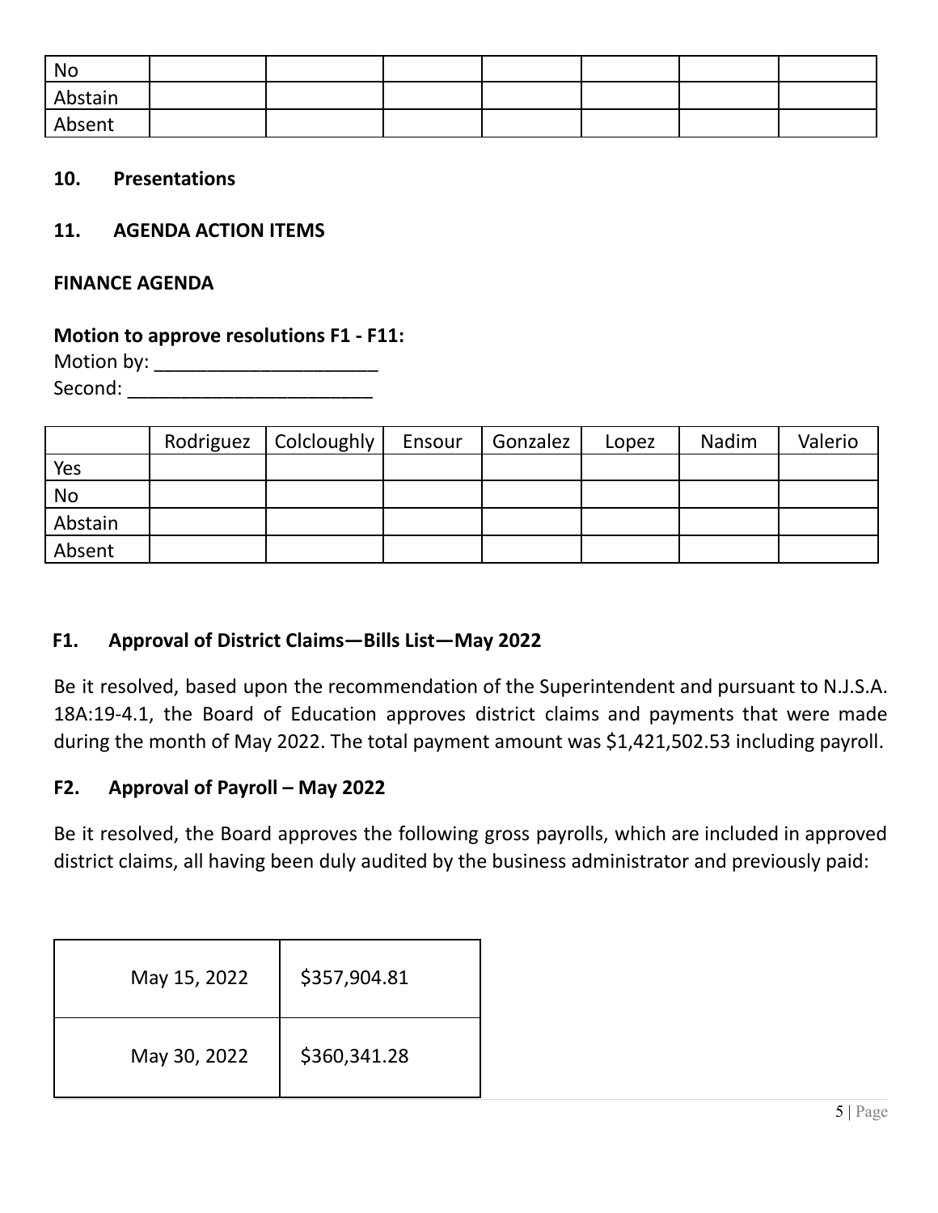| | | | | | | | |
|---|---|---|---|---|---|---|---|
| No | | | | | | | |
| Abstain | | | | | | | |
| Absent | | | | | | | |

**10. Presentations**

**11. AGENDA ACTION ITEMS**

**FINANCE AGENDA**

**Motion to approve resolutions F1 - F11:**
Motion by: _____________________
Second: _______________________

| | Rodriguez | Colcloughly | Ensour | Gonzalez | Lopez | Nadim | Valerio |
|---|---|---|---|---|---|---|---|
| Yes | | | | | | | |
| No | | | | | | | |
| Abstain | | | | | | | |
| Absent | | | | | | | |

**F1. Approval of District Claims—Bills List—May 2022**

Be it resolved, based upon the recommendation of the Superintendent and pursuant to N.J.S.A. 18A:19-4.1, the Board of Education approves district claims and payments that were made during the month of May 2022. The total payment amount was $1,421,502.53 including payroll.

**F2. Approval of Payroll – May 2022**

Be it resolved, the Board approves the following gross payrolls, which are included in approved district claims, all having been duly audited by the business administrator and previously paid:

| | |
|---|---|
| May 15, 2022 | $357,904.81 |
| May 30, 2022 | $360,341.28 |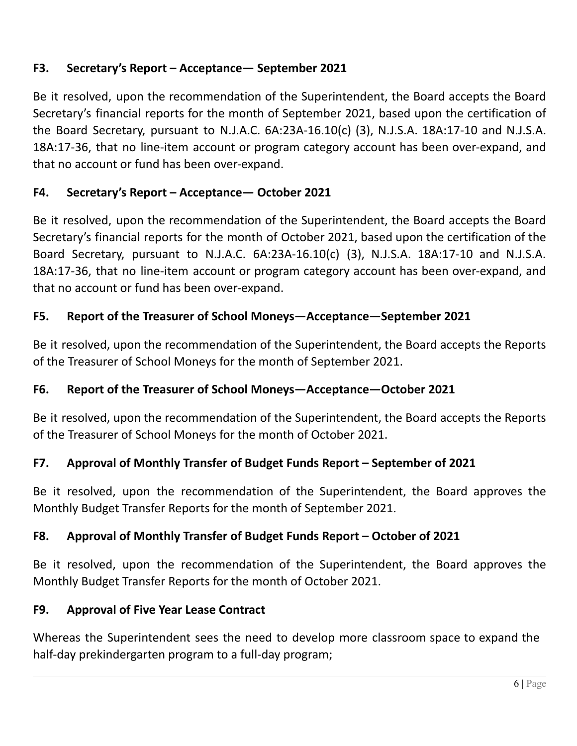### F3. Secretary's Report – Acceptance— September 2021

Be it resolved, upon the recommendation of the Superintendent, the Board accepts the Board Secretary's financial reports for the month of September 2021, based upon the certification of the Board Secretary, pursuant to N.J.A.C. 6A:23A-16.10(c) (3), N.J.S.A. 18A:17-10 and N.J.S.A. 18A:17-36, that no line-item account or program category account has been over-expand, and that no account or fund has been over-expand.

### F4. Secretary's Report – Acceptance— October 2021

Be it resolved, upon the recommendation of the Superintendent, the Board accepts the Board Secretary's financial reports for the month of October 2021, based upon the certification of the Board Secretary, pursuant to N.J.A.C. 6A:23A-16.10(c) (3), N.J.S.A. 18A:17-10 and N.J.S.A. 18A:17-36, that no line-item account or program category account has been over-expand, and that no account or fund has been over-expand.

### F5. Report of the Treasurer of School Moneys—Acceptance—September 2021

Be it resolved, upon the recommendation of the Superintendent, the Board accepts the Reports of the Treasurer of School Moneys for the month of September 2021.

### F6. Report of the Treasurer of School Moneys—Acceptance—October 2021

Be it resolved, upon the recommendation of the Superintendent, the Board accepts the Reports of the Treasurer of School Moneys for the month of October 2021.

### F7. Approval of Monthly Transfer of Budget Funds Report – September of 2021

Be it resolved, upon the recommendation of the Superintendent, the Board approves the Monthly Budget Transfer Reports for the month of September 2021.

### F8. Approval of Monthly Transfer of Budget Funds Report – October of 2021

Be it resolved, upon the recommendation of the Superintendent, the Board approves the Monthly Budget Transfer Reports for the month of October 2021.

### F9. Approval of Five Year Lease Contract

Whereas the Superintendent sees the need to develop more classroom space to expand the half-day prekindergarten program to a full-day program;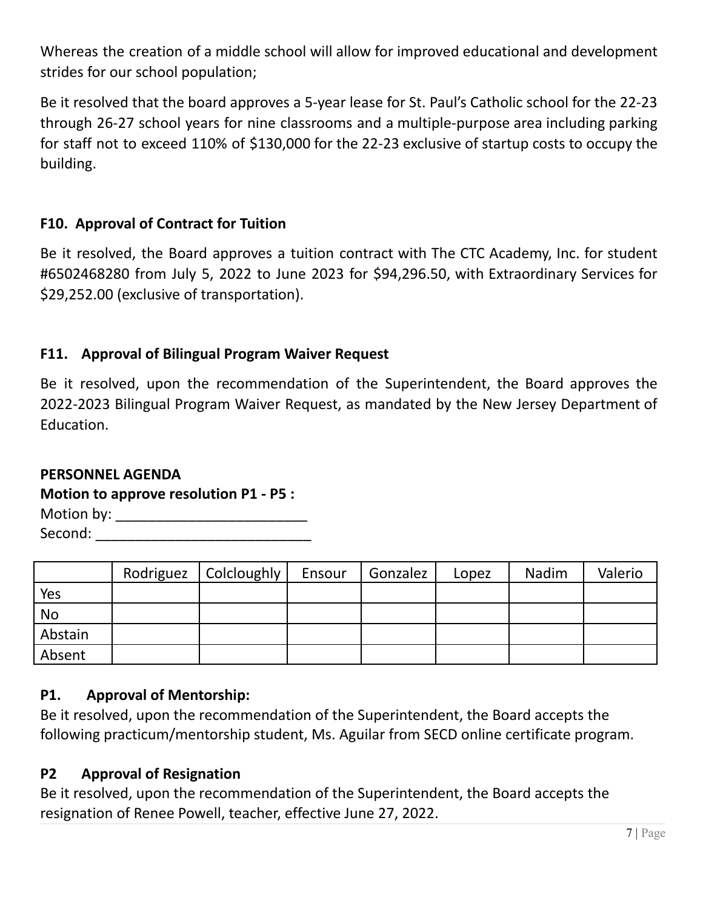Whereas the creation of a middle school will allow for improved educational and development strides for our school population;

Be it resolved that the board approves a 5-year lease for St. Paul's Catholic school for the 22-23 through 26-27 school years for nine classrooms and a multiple-purpose area including parking for staff not to exceed 110% of $130,000 for the 22-23 exclusive of startup costs to occupy the building.

### F10. Approval of Contract for Tuition

Be it resolved, the Board approves a tuition contract with The CTC Academy, Inc. for student #6502468280 from July 5, 2022 to June 2023 for $94,296.50, with Extraordinary Services for $29,252.00 (exclusive of transportation).

### F11. Approval of Bilingual Program Waiver Request

Be it resolved, upon the recommendation of the Superintendent, the Board approves the 2022-2023 Bilingual Program Waiver Request, as mandated by the New Jersey Department of Education.

## PERSONNEL AGENDA

**Motion to approve resolution P1 - P5 :**

Motion by: ________________________

Second: ___________________________

| | Rodriguez | Colcloughly | Ensour | Gonzalez | Lopez | Nadim | Valerio |
|---|---|---|---|---|---|---|---|
| Yes | | | | | | | |
| No | | | | | | | |
| Abstain | | | | | | | |
| Absent | | | | | | | |

### P1. Approval of Mentorship:

Be it resolved, upon the recommendation of the Superintendent, the Board accepts the following practicum/mentorship student, Ms. Aguilar from SECD online certificate program.

### P2 Approval of Resignation

Be it resolved, upon the recommendation of the Superintendent, the Board accepts the resignation of Renee Powell, teacher, effective June 27, 2022.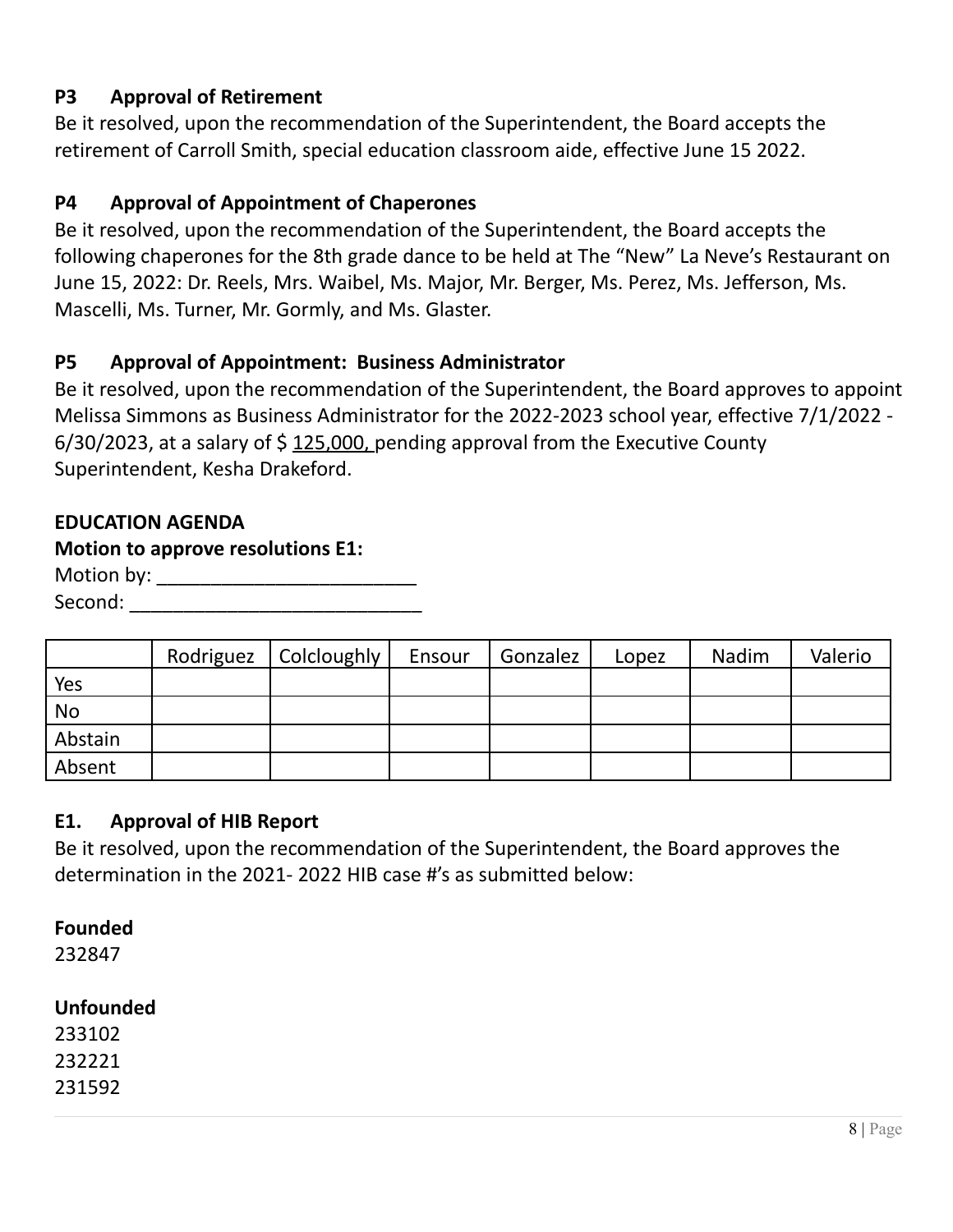### P3 Approval of Retirement

Be it resolved, upon the recommendation of the Superintendent, the Board accepts the retirement of Carroll Smith, special education classroom aide, effective June 15 2022.

### P4 Approval of Appointment of Chaperones

Be it resolved, upon the recommendation of the Superintendent, the Board accepts the following chaperones for the 8th grade dance to be held at The "New" La Neve's Restaurant on June 15, 2022: Dr. Reels, Mrs. Waibel, Ms. Major, Mr. Berger, Ms. Perez, Ms. Jefferson, Ms. Mascelli, Ms. Turner, Mr. Gormly, and Ms. Glaster.

### P5 Approval of Appointment: Business Administrator

Be it resolved, upon the recommendation of the Superintendent, the Board approves to appoint Melissa Simmons as Business Administrator for the 2022-2023 school year, effective 7/1/2022 - 6/30/2023, at a salary of $ 125,000, pending approval from the Executive County Superintendent, Kesha Drakeford.

## EDUCATION AGENDA

**Motion to approve resolutions E1:**

Motion by: ________________________

Second: ___________________________

| | Rodriguez | Colcloughly | Ensour | Gonzalez | Lopez | Nadim | Valerio |
|---|---|---|---|---|---|---|---|
| Yes | | | | | | | |
| No | | | | | | | |
| Abstain | | | | | | | |
| Absent | | | | | | | |

### E1. Approval of HIB Report

Be it resolved, upon the recommendation of the Superintendent, the Board approves the determination in the 2021- 2022 HIB case #'s as submitted below:

**Founded**

232847

**Unfounded**

233102

232221

231592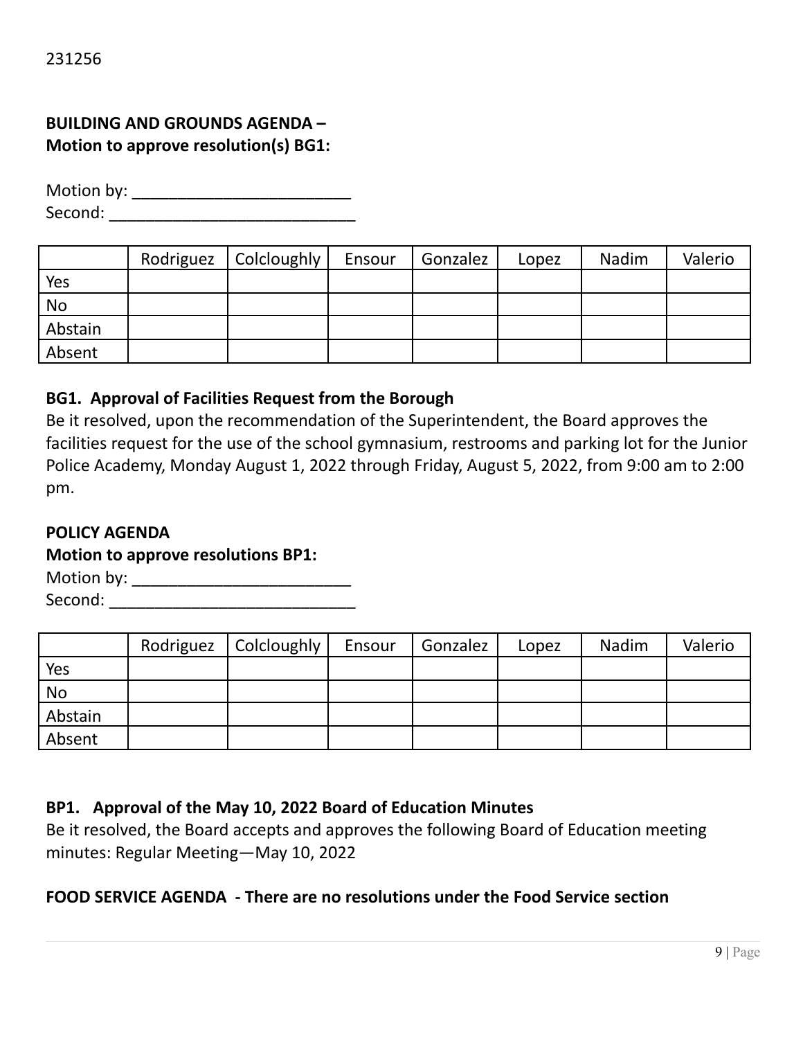231256

**BUILDING AND GROUNDS AGENDA –**
**Motion to approve resolution(s) BG1:**

Motion by: ________________________
Second: ___________________________

| | Rodriguez | Colcloughly | Ensour | Gonzalez | Lopez | Nadim | Valerio |
|---|---|---|---|---|---|---|---|
| Yes | | | | | | | |
| No | | | | | | | |
| Abstain | | | | | | | |
| Absent | | | | | | | |

**BG1. Approval of Facilities Request from the Borough**
Be it resolved, upon the recommendation of the Superintendent, the Board approves the facilities request for the use of the school gymnasium, restrooms and parking lot for the Junior Police Academy, Monday August 1, 2022 through Friday, August 5, 2022, from 9:00 am to 2:00 pm.

**POLICY AGENDA**
**Motion to approve resolutions BP1:**
Motion by: ________________________
Second: ___________________________

| | Rodriguez | Colcloughly | Ensour | Gonzalez | Lopez | Nadim | Valerio |
|---|---|---|---|---|---|---|---|
| Yes | | | | | | | |
| No | | | | | | | |
| Abstain | | | | | | | |
| Absent | | | | | | | |

**BP1. Approval of the May 10, 2022 Board of Education Minutes**
Be it resolved, the Board accepts and approves the following Board of Education meeting minutes: Regular Meeting—May 10, 2022

**FOOD SERVICE AGENDA - There are no resolutions under the Food Service section**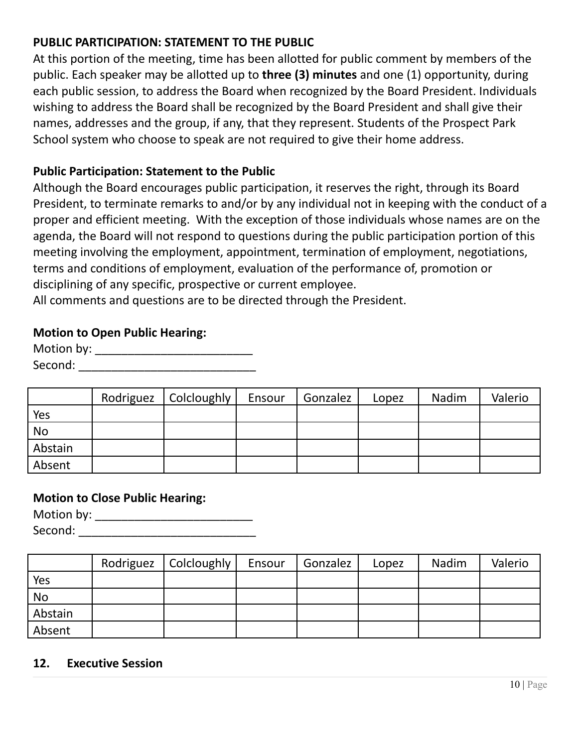**PUBLIC PARTICIPATION: STATEMENT TO THE PUBLIC**

At this portion of the meeting, time has been allotted for public comment by members of the public. Each speaker may be allotted up to **three (3) minutes** and one (1) opportunity, during each public session, to address the Board when recognized by the Board President. Individuals wishing to address the Board shall be recognized by the Board President and shall give their names, addresses and the group, if any, that they represent. Students of the Prospect Park School system who choose to speak are not required to give their home address.

**Public Participation: Statement to the Public**

Although the Board encourages public participation, it reserves the right, through its Board President, to terminate remarks to and/or by any individual not in keeping with the conduct of a proper and efficient meeting. With the exception of those individuals whose names are on the agenda, the Board will not respond to questions during the public participation portion of this meeting involving the employment, appointment, termination of employment, negotiations, terms and conditions of employment, evaluation of the performance of, promotion or disciplining of any specific, prospective or current employee.

All comments and questions are to be directed through the President.

**Motion to Open Public Hearing:**

Motion by: ________________________

Second: ___________________________

| | Rodriguez | Colcloughly | Ensour | Gonzalez | Lopez | Nadim | Valerio |
|---|---|---|---|---|---|---|---|
| Yes | | | | | | | |
| No | | | | | | | |
| Abstain | | | | | | | |
| Absent | | | | | | | |

**Motion to Close Public Hearing:**

Motion by: ________________________

Second: ___________________________

| | Rodriguez | Colcloughly | Ensour | Gonzalez | Lopez | Nadim | Valerio |
|---|---|---|---|---|---|---|---|
| Yes | | | | | | | |
| No | | | | | | | |
| Abstain | | | | | | | |
| Absent | | | | | | | |

**12. Executive Session**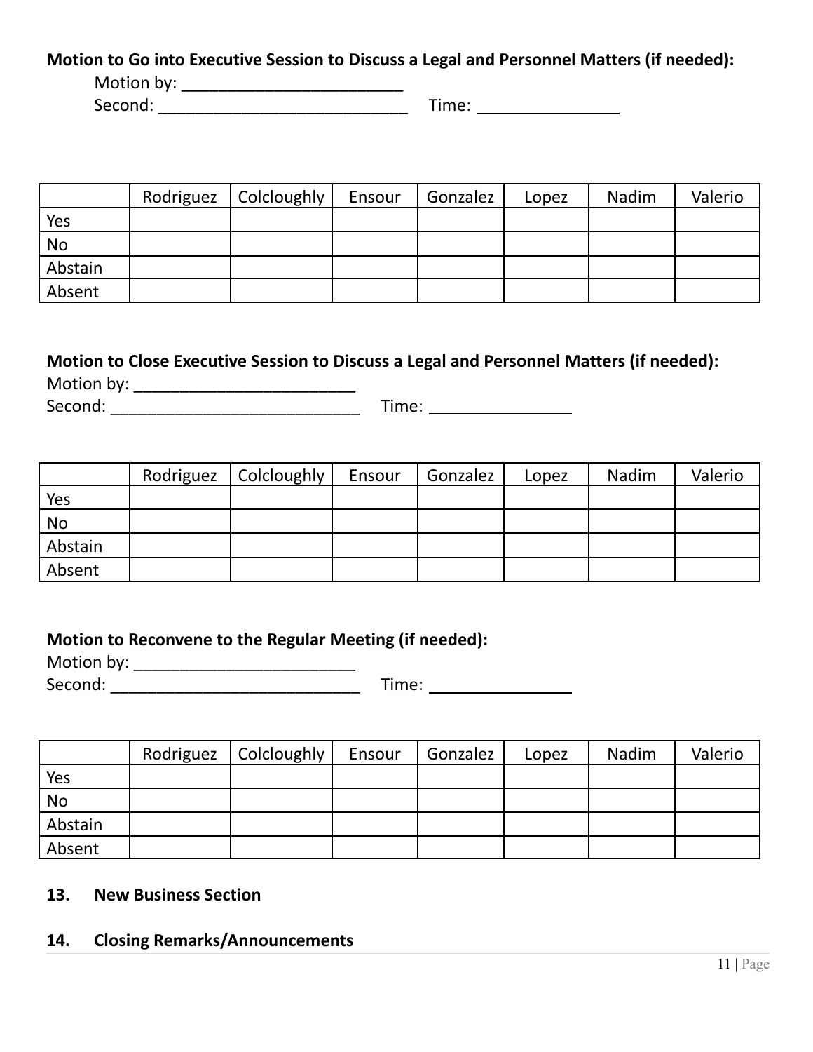**Motion to Go into Executive Session to Discuss a Legal and Personnel Matters (if needed):**

Motion by: ________________________

Second: ___________________________ Time: ______________

| | Rodriguez | Colcloughly | Ensour | Gonzalez | Lopez | Nadim | Valerio |
|---|---|---|---|---|---|---|---|
| Yes | | | | | | | |
| No | | | | | | | |
| Abstain | | | | | | | |
| Absent | | | | | | | |

**Motion to Close Executive Session to Discuss a Legal and Personnel Matters (if needed):**

Motion by: ________________________

Second: ___________________________ Time: ______________

| | Rodriguez | Colcloughly | Ensour | Gonzalez | Lopez | Nadim | Valerio |
|---|---|---|---|---|---|---|---|
| Yes | | | | | | | |
| No | | | | | | | |
| Abstain | | | | | | | |
| Absent | | | | | | | |

**Motion to Reconvene to the Regular Meeting (if needed):**

Motion by: ________________________

Second: ___________________________ Time: ______________

| | Rodriguez | Colcloughly | Ensour | Gonzalez | Lopez | Nadim | Valerio |
|---|---|---|---|---|---|---|---|
| Yes | | | | | | | |
| No | | | | | | | |
| Abstain | | | | | | | |
| Absent | | | | | | | |

**13. New Business Section**

**14. Closing Remarks/Announcements**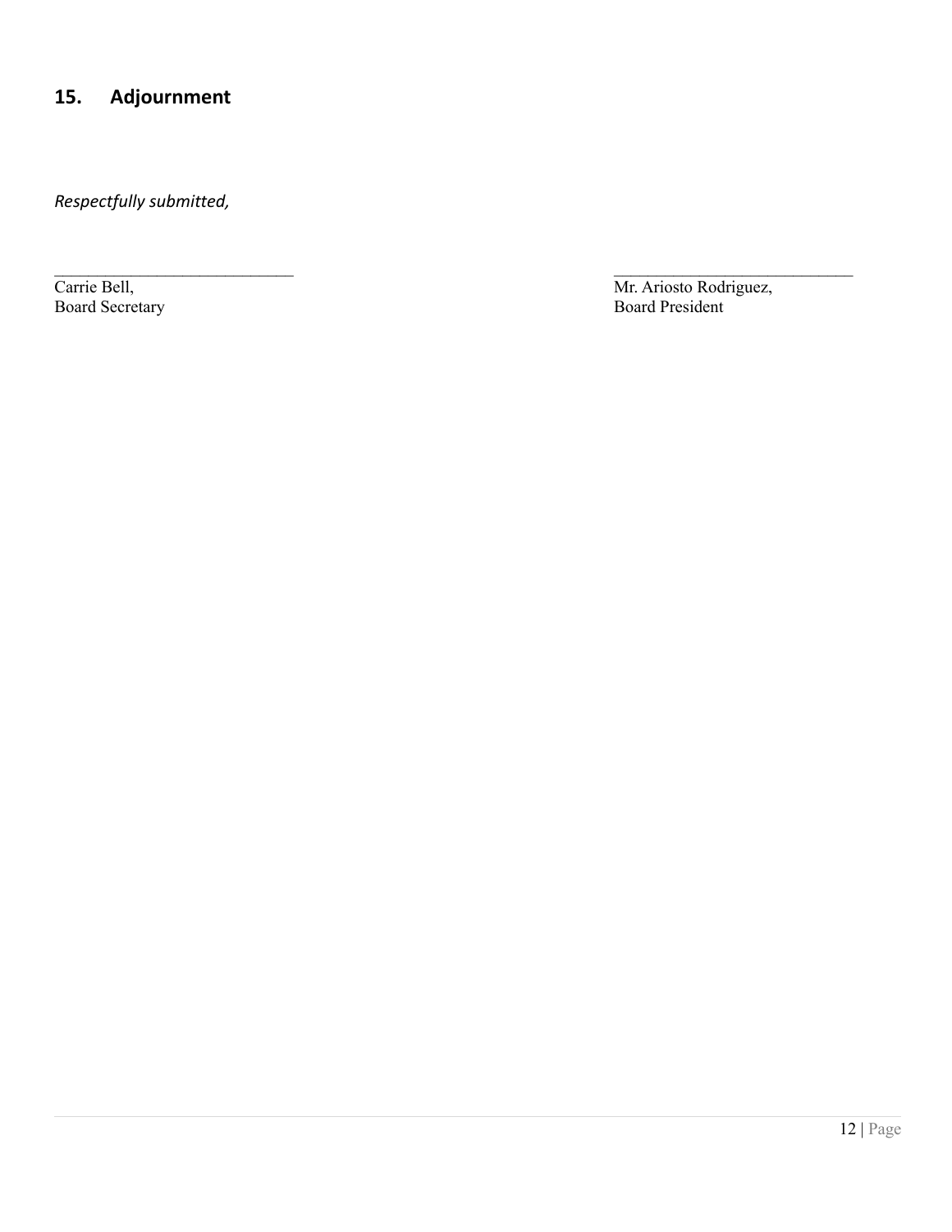## 15. Adjournment

*Respectfully submitted,*

| | |
|---|---|
| \_\_\_\_\_\_\_\_\_\_\_\_\_\_\_\_\_\_\_\_\_\_\_\_\_\_\_\_ | \_\_\_\_\_\_\_\_\_\_\_\_\_\_\_\_\_\_\_\_\_\_\_\_\_\_\_\_ |
| Carrie Bell, | Mr. Ariosto Rodriguez, |
| Board Secretary | Board President |